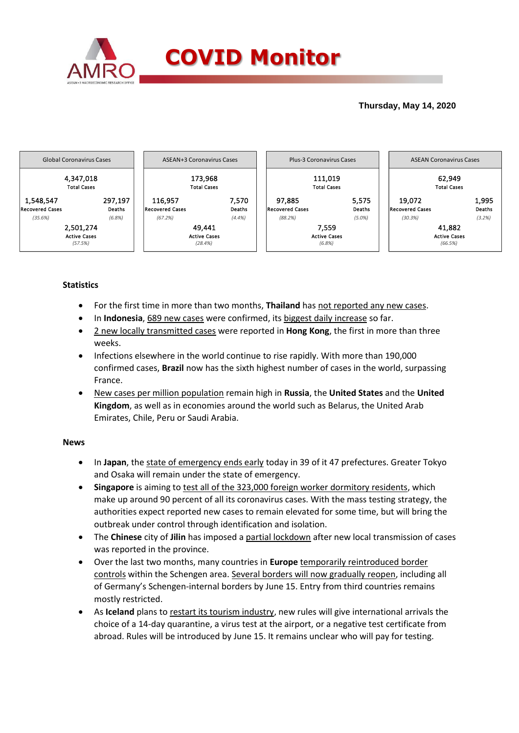# COVID Monitor

**Thursday, May 14, 2020**

| Global Coronavirus Cases | ASEAN+3 Coronavirus Cases | Plus-3 Coronavirus Cases | ASEAN Coronavirus Cases |
|---|---|---|---|
| 4,347,018 Total Cases | 173,968 Total Cases | 111,019 Total Cases | 62,949 Total Cases |
| 1,548,547 Recovered Cases (35.6%) | 116,957 Recovered Cases (67.2%) | 97,885 Recovered Cases (88.2%) | 19,072 Recovered Cases (30.3%) |
| 297,197 Deaths (6.8%) | 7,570 Deaths (4.4%) | 5,575 Deaths (5.0%) | 1,995 Deaths (3.2%) |
| 2,501,274 Active Cases (57.5%) | 49,441 Active Cases (28.4%) | 7,559 Active Cases (6.8%) | 41,882 Active Cases (66.5%) |

## Statistics

- For the first time in more than two months, **Thailand** has not reported any new cases.
- In **Indonesia**, 689 new cases were confirmed, its biggest daily increase so far.
- 2 new locally transmitted cases were reported in **Hong Kong**, the first in more than three weeks.
- Infections elsewhere in the world continue to rise rapidly. With more than 190,000 confirmed cases, **Brazil** now has the sixth highest number of cases in the world, surpassing France.
- New cases per million population remain high in **Russia**, the **United States** and the **United Kingdom**, as well as in economies around the world such as Belarus, the United Arab Emirates, Chile, Peru or Saudi Arabia.

## News

- In **Japan**, the state of emergency ends early today in 39 of it 47 prefectures. Greater Tokyo and Osaka will remain under the state of emergency.
- **Singapore** is aiming to test all of the 323,000 foreign worker dormitory residents, which make up around 90 percent of all its coronavirus cases. With the mass testing strategy, the authorities expect reported new cases to remain elevated for some time, but will bring the outbreak under control through identification and isolation.
- The **Chinese** city of **Jilin** has imposed a partial lockdown after new local transmission of cases was reported in the province.
- Over the last two months, many countries in **Europe** temporarily reintroduced border controls within the Schengen area. Several borders will now gradually reopen, including all of Germany's Schengen-internal borders by June 15. Entry from third countries remains mostly restricted.
- As **Iceland** plans to restart its tourism industry, new rules will give international arrivals the choice of a 14-day quarantine, a virus test at the airport, or a negative test certificate from abroad. Rules will be introduced by June 15. It remains unclear who will pay for testing.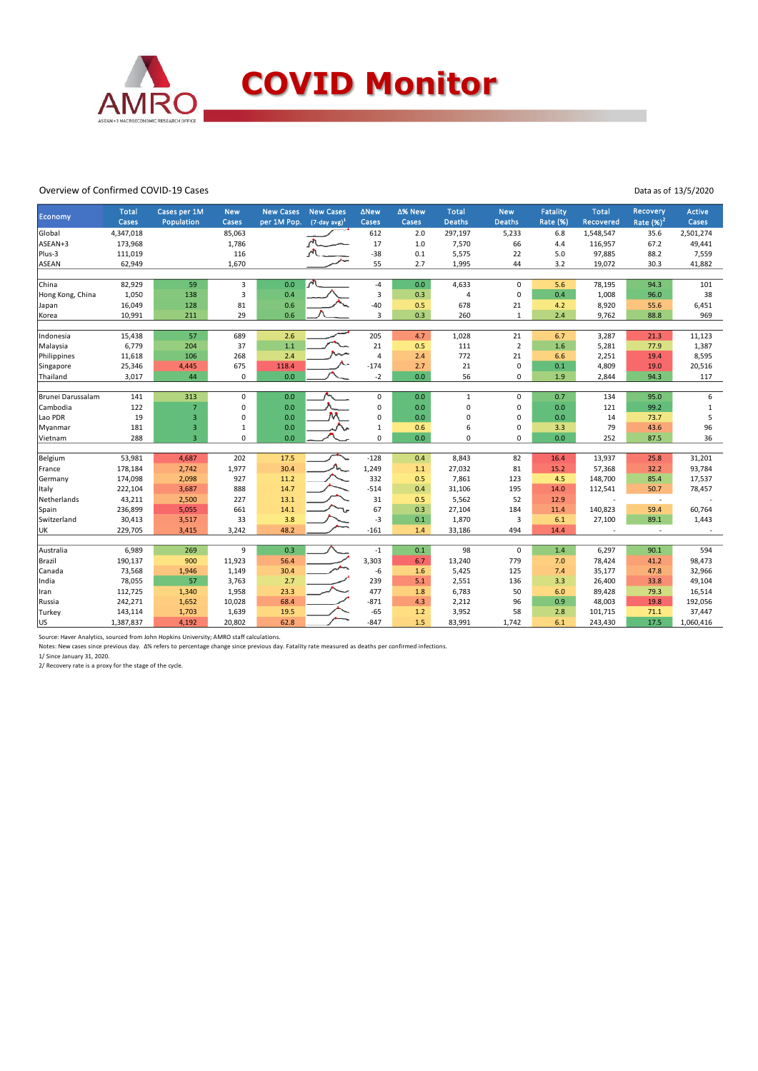# COVID Monitor

Overview of Confirmed COVID-19 Cases

Data as of 13/5/2020

| Economy | Total Cases | Cases per 1M Population | New Cases | New Cases per 1M Pop. | New Cases (7-day avg)[1] | ∆New Cases | ∆% New Cases | Total Deaths | New Deaths | Fatality Rate (%) | Total Recovered | Recovery Rate (%)[2] | Active Cases |
|---|---|---|---|---|---|---|---|---|---|---|---|---|---|
| Global | 4,347,018 | | 85,063 | | | 612 | 2.0 | 297,197 | 5,233 | 6.8 | 1,548,547 | 35.6 | 2,501,274 |
| ASEAN+3 | 173,968 | | 1,786 | | | 17 | 1.0 | 7,570 | 66 | 4.4 | 116,957 | 67.2 | 49,441 |
| Plus-3 | 111,019 | | 116 | | | -38 | 0.1 | 5,575 | 22 | 5.0 | 97,885 | 88.2 | 7,559 |
| ASEAN | 62,949 | | 1,670 | | | 55 | 2.7 | 1,995 | 44 | 3.2 | 19,072 | 30.3 | 41,882 |
| | | | | | | | | | | | | | |
| China | 82,929 | 59 | 3 | 0.0 | | -4 | 0.0 | 4,633 | 0 | 5.6 | 78,195 | 94.3 | 101 |
| Hong Kong, China | 1,050 | 138 | 3 | 0.4 | | 3 | 0.3 | 4 | 0 | 0.4 | 1,008 | 96.0 | 38 |
| Japan | 16,049 | 128 | 81 | 0.6 | | -40 | 0.5 | 678 | 21 | 4.2 | 8,920 | 55.6 | 6,451 |
| Korea | 10,991 | 211 | 29 | 0.6 | | 3 | 0.3 | 260 | 1 | 2.4 | 9,762 | 88.8 | 969 |
| | | | | | | | | | | | | | |
| Indonesia | 15,438 | 57 | 689 | 2.6 | | 205 | 4.7 | 1,028 | 21 | 6.7 | 3,287 | 21.3 | 11,123 |
| Malaysia | 6,779 | 204 | 37 | 1.1 | | 21 | 0.5 | 111 | 2 | 1.6 | 5,281 | 77.9 | 1,387 |
| Philippines | 11,618 | 106 | 268 | 2.4 | | 4 | 2.4 | 772 | 21 | 6.6 | 2,251 | 19.4 | 8,595 |
| Singapore | 25,346 | 4,445 | 675 | 118.4 | | -174 | 2.7 | 21 | 0 | 0.1 | 4,809 | 19.0 | 20,516 |
| Thailand | 3,017 | 44 | 0 | 0.0 | | -2 | 0.0 | 56 | 0 | 1.9 | 2,844 | 94.3 | 117 |
| | | | | | | | | | | | | | |
| Brunei Darussalam | 141 | 313 | 0 | 0.0 | | 0 | 0.0 | 1 | 0 | 0.7 | 134 | 95.0 | 6 |
| Cambodia | 122 | 7 | 0 | 0.0 | | 0 | 0.0 | 0 | 0 | 0.0 | 121 | 99.2 | 1 |
| Lao PDR | 19 | 3 | 0 | 0.0 | | 0 | 0.0 | 0 | 0 | 0.0 | 14 | 73.7 | 5 |
| Myanmar | 181 | 3 | 1 | 0.0 | | 1 | 0.6 | 6 | 0 | 3.3 | 79 | 43.6 | 96 |
| Vietnam | 288 | 3 | 0 | 0.0 | | 0 | 0.0 | 0 | 0 | 0.0 | 252 | 87.5 | 36 |
| | | | | | | | | | | | | | |
| Belgium | 53,981 | 4,687 | 202 | 17.5 | | -128 | 0.4 | 8,843 | 82 | 16.4 | 13,937 | 25.8 | 31,201 |
| France | 178,184 | 2,742 | 1,977 | 30.4 | | 1,249 | 1.1 | 27,032 | 81 | 15.2 | 57,368 | 32.2 | 93,784 |
| Germany | 174,098 | 2,098 | 927 | 11.2 | | 332 | 0.5 | 7,861 | 123 | 4.5 | 148,700 | 85.4 | 17,537 |
| Italy | 222,104 | 3,687 | 888 | 14.7 | | -514 | 0.4 | 31,106 | 195 | 14.0 | 112,541 | 50.7 | 78,457 |
| Netherlands | 43,211 | 2,500 | 227 | 13.1 | | 31 | 0.5 | 5,562 | 52 | 12.9 | - | - | - |
| Spain | 236,899 | 5,055 | 661 | 14.1 | | 67 | 0.3 | 27,104 | 184 | 11.4 | 140,823 | 59.4 | 60,764 |
| Switzerland | 30,413 | 3,517 | 33 | 3.8 | | -3 | 0.1 | 1,870 | 3 | 6.1 | 27,100 | 89.1 | 1,443 |
| UK | 229,705 | 3,415 | 3,242 | 48.2 | | -161 | 1.4 | 33,186 | 494 | 14.4 | - | - | - |
| | | | | | | | | | | | | | |
| Australia | 6,989 | 269 | 9 | 0.3 | | -1 | 0.1 | 98 | 0 | 1.4 | 6,297 | 90.1 | 594 |
| Brazil | 190,137 | 900 | 11,923 | 56.4 | | 3,303 | 6.7 | 13,240 | 779 | 7.0 | 78,424 | 41.2 | 98,473 |
| Canada | 73,568 | 1,946 | 1,149 | 30.4 | | -6 | 1.6 | 5,425 | 125 | 7.4 | 35,177 | 47.8 | 32,966 |
| India | 78,055 | 57 | 3,763 | 2.7 | | 239 | 5.1 | 2,551 | 136 | 3.3 | 26,400 | 33.8 | 49,104 |
| Iran | 112,725 | 1,340 | 1,958 | 23.3 | | 477 | 1.8 | 6,783 | 50 | 6.0 | 89,428 | 79.3 | 16,514 |
| Russia | 242,271 | 1,652 | 10,028 | 68.4 | | -871 | 4.3 | 2,212 | 96 | 0.9 | 48,003 | 19.8 | 192,056 |
| Turkey | 143,114 | 1,703 | 1,639 | 19.5 | | -65 | 1.2 | 3,952 | 58 | 2.8 | 101,715 | 71.1 | 37,447 |
| US | 1,387,837 | 4,192 | 20,802 | 62.8 | | -847 | 1.5 | 83,991 | 1,742 | 6.1 | 243,430 | 17.5 | 1,060,416 |

Source: Haver Analytics, sourced from John Hopkins University; AMRO staff calculations.

Notes: New cases since previous day. ∆% refers to percentage change since previous day. Fatality rate measured as deaths per confirmed infections.

1/ Since January 31, 2020.

2/ Recovery rate is a proxy for the stage of the cycle.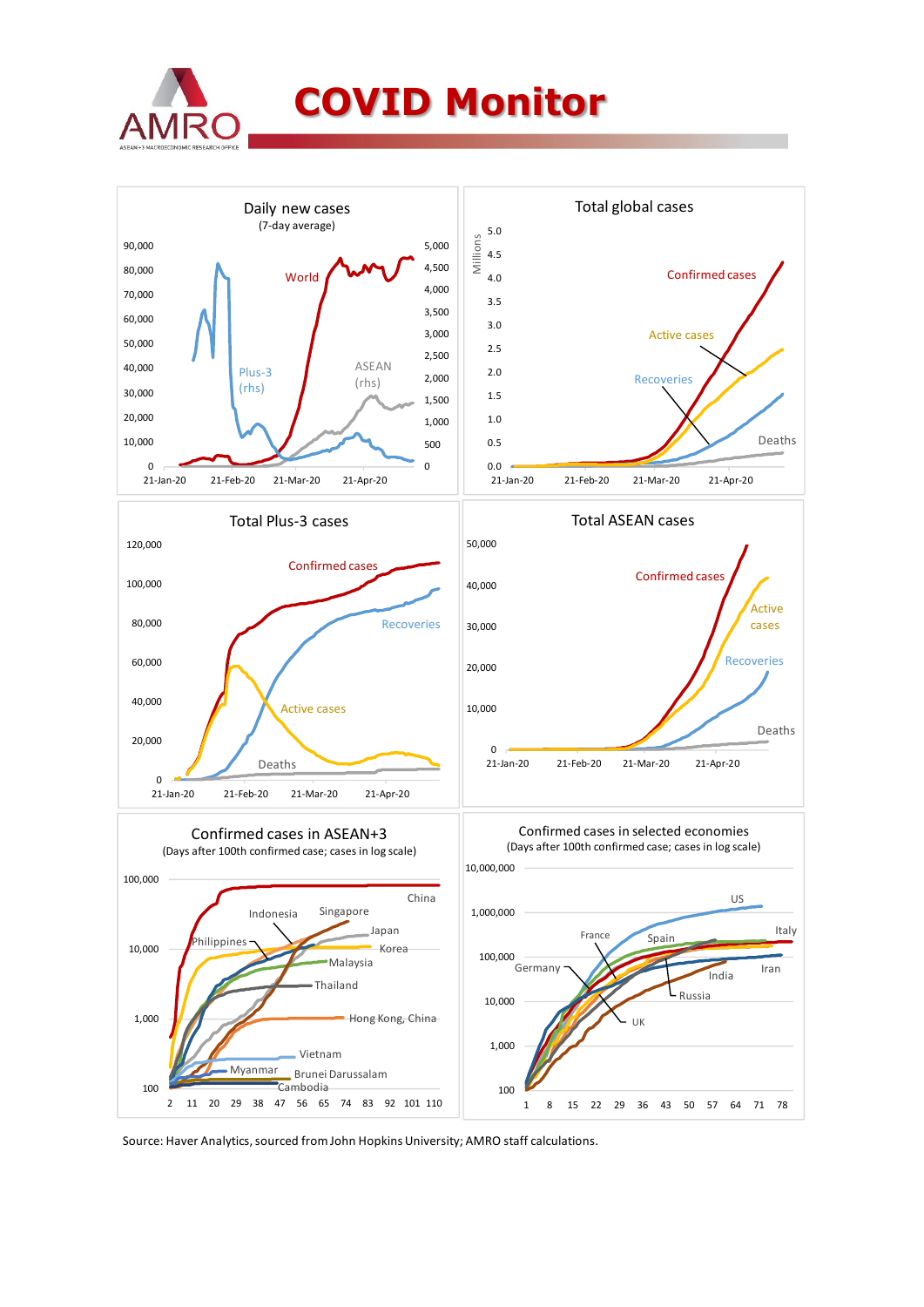# COVID Monitor

AMRO
ASEAN+3 MACROECONOMIC RESEARCH OFFICE

## Daily new cases

(7-day average)

90,000
80,000
70,000
60,000
50,000
40,000
30,000
20,000
10,000
0

5,000
4,500
4,000
3,500
3,000
2,500
2,000
1,500
1,000
500
0

21-Jan-20 21-Feb-20 21-Mar-20 21-Apr-20

World
Plus-3 (rhs)
ASEAN (rhs)

## Total global cases

Millions

5.0
4.5
4.0
3.5
3.0
2.5
2.0
1.5
1.0
0.5
0.0

21-Jan-20 21-Feb-20 21-Mar-20 21-Apr-20

Confirmed cases
Active cases
Recoveries
Deaths

## Total Plus-3 cases

120,000
100,000
80,000
60,000
40,000
20,000
0

21-Jan-20 21-Feb-20 21-Mar-20 21-Apr-20

Confirmed cases
Recoveries
Active cases
Deaths

## Total ASEAN cases

50,000
40,000
30,000
20,000
10,000
0

21-Jan-20 21-Feb-20 21-Mar-20 21-Apr-20

Confirmed cases
Active cases
Recoveries
Deaths

## Confirmed cases in ASEAN+3

(Days after 100th confirmed case; cases in log scale)

100,000
10,000
1,000
100

2 11 20 29 38 47 56 65 74 83 92 101 110

China
Indonesia
Singapore
Japan
Philippines
Korea
Malaysia
Thailand
Hong Kong, China
Vietnam
Myanmar
Brunei Darussalam
Cambodia

## Confirmed cases in selected economies

(Days after 100th confirmed case; cases in log scale)

10,000,000
1,000,000
100,000
10,000
1,000
100

1 8 15 22 29 36 43 50 57 64 71 78

US
France
Spain
Italy
Germany
India
Iran
Russia
UK

Source: Haver Analytics, sourced from John Hopkins University; AMRO staff calculations.